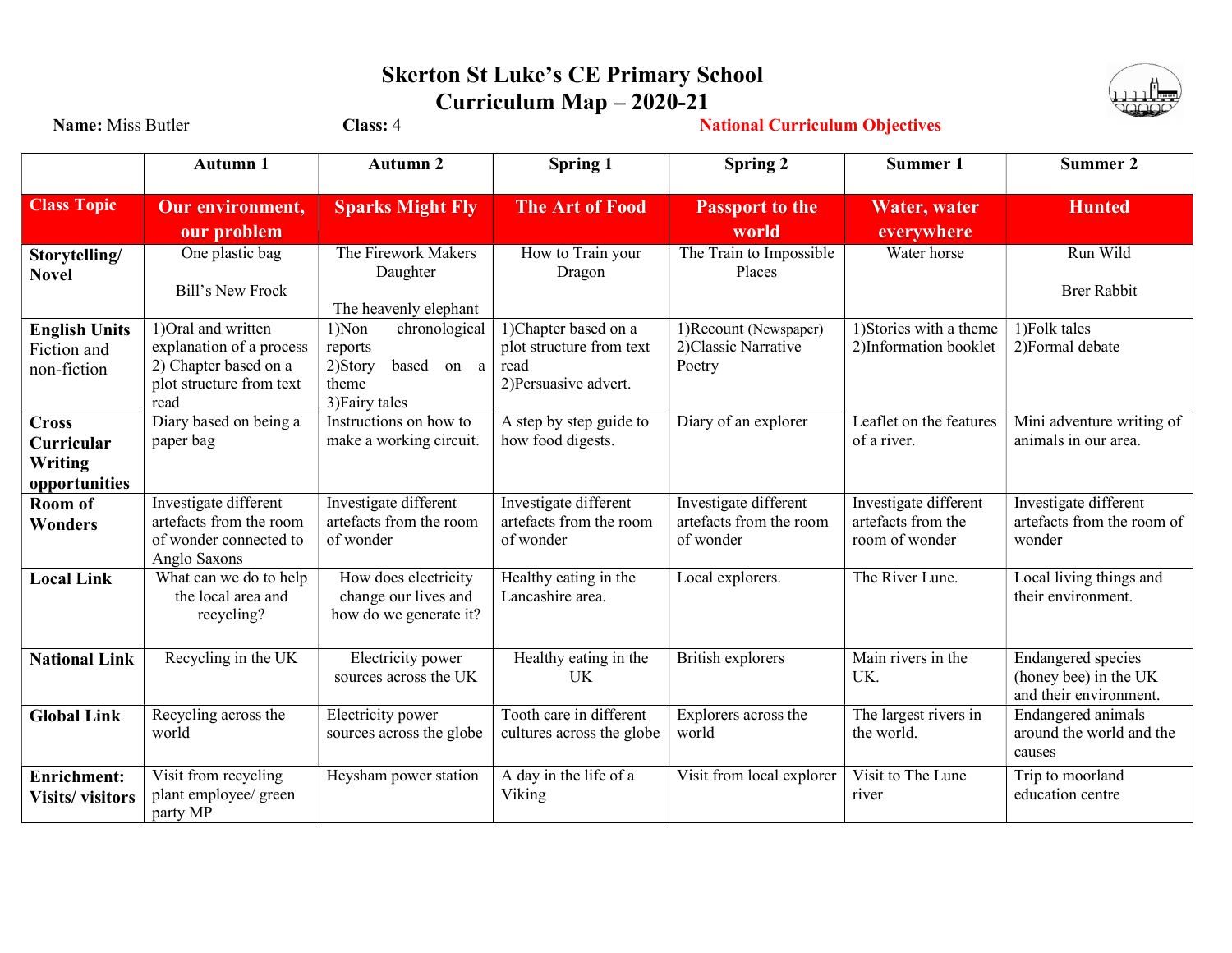# Skerton St Luke's CE Primary School

# Curriculum Map – 2020-21

**Name:** Miss Butler **Class:** 4 National Curriculum Objectives

| | Autumn 1 | Autumn 2 | Spring 1 | Spring 2 | Summer 1 | Summer 2 |
|---|---|---|---|---|---|---|
| **Class Topic** | **Our environment, our problem** | **Sparks Might Fly** | **The Art of Food** | **Passport to the world** | **Water, water everywhere** | **Hunted** |
| **Storytelling/ Novel** | One plastic bag<br><br>Bill's New Frock | The Firework Makers Daughter<br><br>The heavenly elephant | How to Train your Dragon | The Train to Impossible Places | Water horse | Run Wild<br><br>Brer Rabbit |
| **English Units** Fiction and non-fiction | 1)Oral and written explanation of a process<br>2) Chapter based on a plot structure from text read | 1)Non chronological reports<br>2)Story based on a theme<br>3)Fairy tales | 1)Chapter based on a plot structure from text read<br>2)Persuasive advert. | 1)Recount (Newspaper)<br>2)Classic Narrative Poetry | 1)Stories with a theme<br>2)Information booklet | 1)Folk tales<br>2)Formal debate |
| **Cross Curricular Writing opportunities** | Diary based on being a paper bag | Instructions on how to make a working circuit. | A step by step guide to how food digests. | Diary of an explorer | Leaflet on the features of a river. | Mini adventure writing of animals in our area. |
| **Room of Wonders** | Investigate different artefacts from the room of wonder connected to Anglo Saxons | Investigate different artefacts from the room of wonder | Investigate different artefacts from the room of wonder | Investigate different artefacts from the room of wonder | Investigate different artefacts from the room of wonder | Investigate different artefacts from the room of wonder |
| **Local Link** | What can we do to help the local area and recycling? | How does electricity change our lives and how do we generate it? | Healthy eating in the Lancashire area. | Local explorers. | The River Lune. | Local living things and their environment. |
| **National Link** | Recycling in the UK | Electricity power sources across the UK | Healthy eating in the UK | British explorers | Main rivers in the UK. | Endangered species (honey bee) in the UK and their environment. |
| **Global Link** | Recycling across the world | Electricity power sources across the globe | Tooth care in different cultures across the globe | Explorers across the world | The largest rivers in the world. | Endangered animals around the world and the causes |
| **Enrichment: Visits/ visitors** | Visit from recycling plant employee/ green party MP | Heysham power station | A day in the life of a Viking | Visit from local explorer | Visit to The Lune river | Trip to moorland education centre |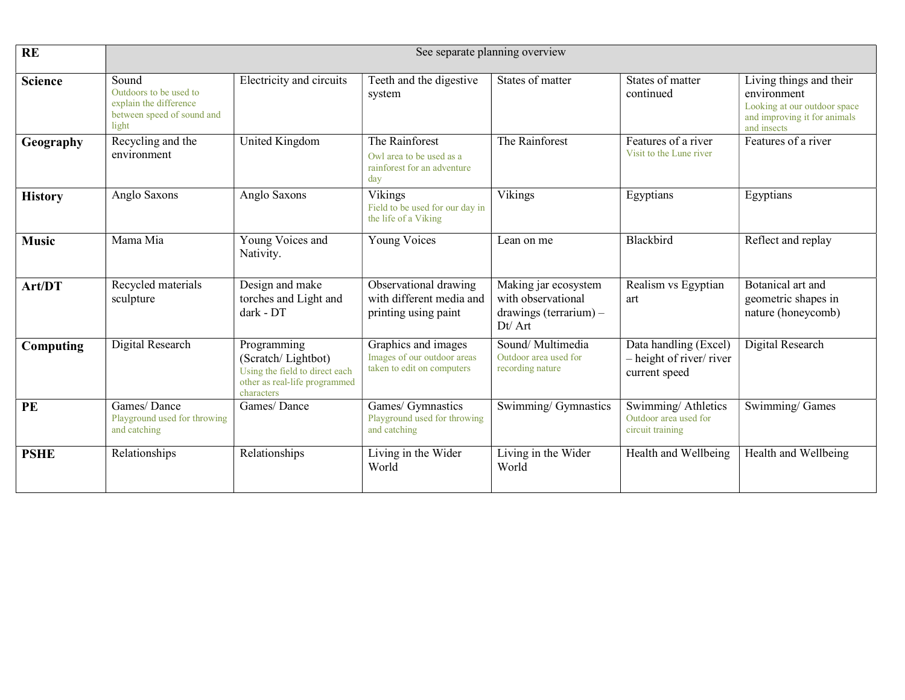| | | | | | | |
|---|---|---|---|---|---|---|
| **RE** | See separate planning overview | | | | | |
| **Science** | Sound<br>Outdoors to be used to explain the difference between speed of sound and light | Electricity and circuits | Teeth and the digestive system | States of matter | States of matter continued | Living things and their environment<br>Looking at our outdoor space and improving it for animals and insects |
| **Geography** | Recycling and the environment | United Kingdom | The Rainforest<br>Owl area to be used as a rainforest for an adventure day | The Rainforest | Features of a river<br>Visit to the Lune river | Features of a river |
| **History** | Anglo Saxons | Anglo Saxons | Vikings<br>Field to be used for our day in the life of a Viking | Vikings | Egyptians | Egyptians |
| **Music** | Mama Mia | Young Voices and Nativity. | Young Voices | Lean on me | Blackbird | Reflect and replay |
| **Art/DT** | Recycled materials sculpture | Design and make torches and Light and dark - DT | Observational drawing with different media and printing using paint | Making jar ecosystem with observational drawings (terrarium) – Dt/ Art | Realism vs Egyptian art | Botanical art and geometric shapes in nature (honeycomb) |
| **Computing** | Digital Research | Programming (Scratch/ Lightbot)<br>Using the field to direct each other as real-life programmed characters | Graphics and images<br>Images of our outdoor areas taken to edit on computers | Sound/ Multimedia<br>Outdoor area used for recording nature | Data handling (Excel) – height of river/ river current speed | Digital Research |
| **PE** | Games/ Dance<br>Playground used for throwing and catching | Games/ Dance | Games/ Gymnastics<br>Playground used for throwing and catching | Swimming/ Gymnastics | Swimming/ Athletics<br>Outdoor area used for circuit training | Swimming/ Games |
| **PSHE** | Relationships | Relationships | Living in the Wider World | Living in the Wider World | Health and Wellbeing | Health and Wellbeing |